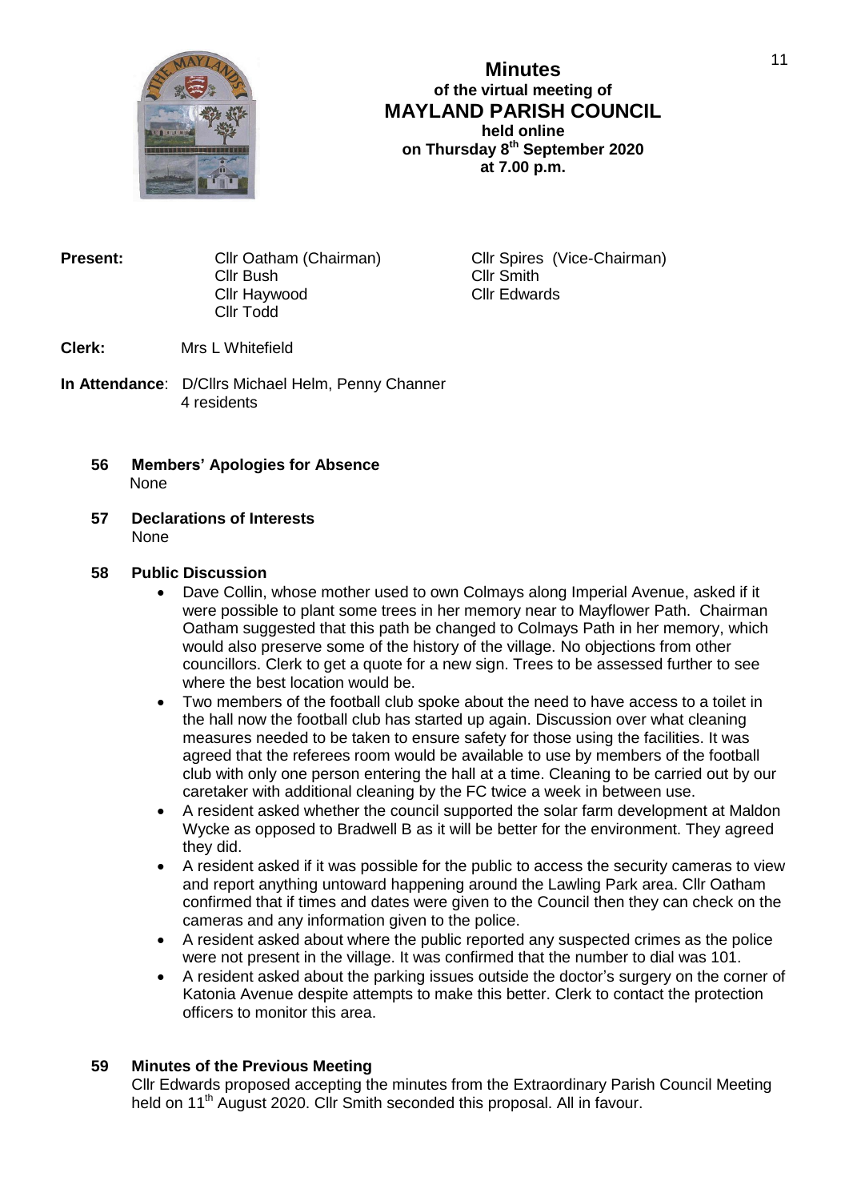# Minutes

**of the virtual meeting of**

## MAYLAND PARISH COUNCIL

**held online**
**on Thursday 8th September 2020**
**at 7.00 p.m.**

**Present:** Cllr Oatham (Chairman), Cllr Spires (Vice-Chairman), Cllr Bush, Cllr Smith, Cllr Haywood, Cllr Edwards, Cllr Todd

**Clerk:** Mrs L Whitefield

**In Attendance**: D/Cllrs Michael Helm, Penny Channer
4 residents

**56 Members' Apologies for Absence**

None

**57 Declarations of Interests**

None

**58 Public Discussion**

- Dave Collin, whose mother used to own Colmays along Imperial Avenue, asked if it were possible to plant some trees in her memory near to Mayflower Path. Chairman Oatham suggested that this path be changed to Colmays Path in her memory, which would also preserve some of the history of the village. No objections from other councillors. Clerk to get a quote for a new sign. Trees to be assessed further to see where the best location would be.
- Two members of the football club spoke about the need to have access to a toilet in the hall now the football club has started up again. Discussion over what cleaning measures needed to be taken to ensure safety for those using the facilities. It was agreed that the referees room would be available to use by members of the football club with only one person entering the hall at a time. Cleaning to be carried out by our caretaker with additional cleaning by the FC twice a week in between use.
- A resident asked whether the council supported the solar farm development at Maldon Wycke as opposed to Bradwell B as it will be better for the environment. They agreed they did.
- A resident asked if it was possible for the public to access the security cameras to view and report anything untoward happening around the Lawling Park area. Cllr Oatham confirmed that if times and dates were given to the Council then they can check on the cameras and any information given to the police.
- A resident asked about where the public reported any suspected crimes as the police were not present in the village. It was confirmed that the number to dial was 101.
- A resident asked about the parking issues outside the doctor's surgery on the corner of Katonia Avenue despite attempts to make this better. Clerk to contact the protection officers to monitor this area.

**59 Minutes of the Previous Meeting**

Cllr Edwards proposed accepting the minutes from the Extraordinary Parish Council Meeting held on 11th August 2020. Cllr Smith seconded this proposal. All in favour.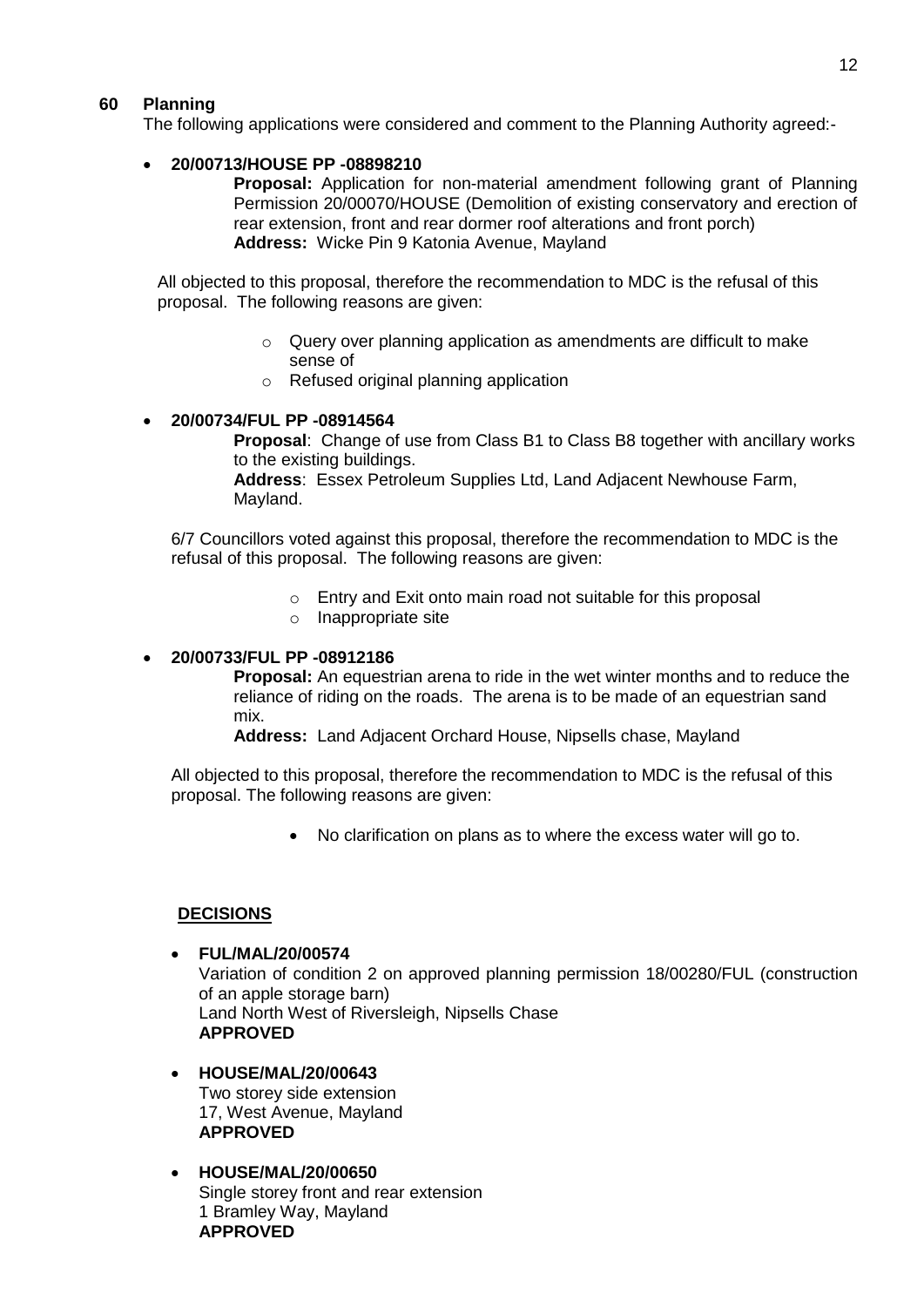## 60 Planning

The following applications were considered and comment to the Planning Authority agreed:-

- **20/00713/HOUSE PP -08898210**

  **Proposal:** Application for non-material amendment following grant of Planning Permission 20/00070/HOUSE (Demolition of existing conservatory and erection of rear extension, front and rear dormer roof alterations and front porch)
  **Address:** Wicke Pin 9 Katonia Avenue, Mayland

  All objected to this proposal, therefore the recommendation to MDC is the refusal of this proposal. The following reasons are given:

  - Query over planning application as amendments are difficult to make sense of
  - Refused original planning application

- **20/00734/FUL PP -08914564**

  **Proposal**: Change of use from Class B1 to Class B8 together with ancillary works to the existing buildings.
  **Address**: Essex Petroleum Supplies Ltd, Land Adjacent Newhouse Farm, Mayland.

  6/7 Councillors voted against this proposal, therefore the recommendation to MDC is the refusal of this proposal. The following reasons are given:

  - Entry and Exit onto main road not suitable for this proposal
  - Inappropriate site

- **20/00733/FUL PP -08912186**

  **Proposal:** An equestrian arena to ride in the wet winter months and to reduce the reliance of riding on the roads. The arena is to be made of an equestrian sand mix.
  **Address:** Land Adjacent Orchard House, Nipsells chase, Mayland

  All objected to this proposal, therefore the recommendation to MDC is the refusal of this proposal. The following reasons are given:

  - No clarification on plans as to where the excess water will go to.

**DECISIONS**

- **FUL/MAL/20/00574**
  Variation of condition 2 on approved planning permission 18/00280/FUL (construction of an apple storage barn)
  Land North West of Riversleigh, Nipsells Chase
  **APPROVED**

- **HOUSE/MAL/20/00643**
  Two storey side extension
  17, West Avenue, Mayland
  **APPROVED**

- **HOUSE/MAL/20/00650**
  Single storey front and rear extension
  1 Bramley Way, Mayland
  **APPROVED**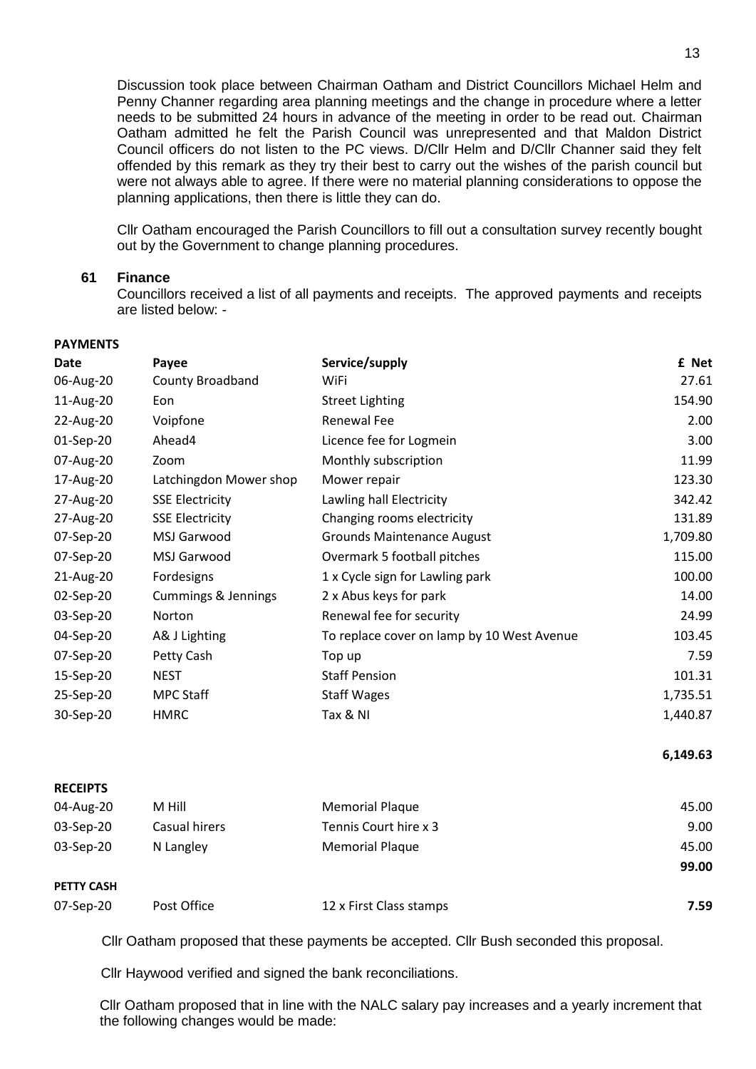Discussion took place between Chairman Oatham and District Councillors Michael Helm and Penny Channer regarding area planning meetings and the change in procedure where a letter needs to be submitted 24 hours in advance of the meeting in order to be read out. Chairman Oatham admitted he felt the Parish Council was unrepresented and that Maldon District Council officers do not listen to the PC views. D/Cllr Helm and D/Cllr Channer said they felt offended by this remark as they try their best to carry out the wishes of the parish council but were not always able to agree. If there were no material planning considerations to oppose the planning applications, then there is little they can do.

Cllr Oatham encouraged the Parish Councillors to fill out a consultation survey recently bought out by the Government to change planning procedures.

## 61 Finance

Councillors received a list of all payments and receipts. The approved payments and receipts are listed below: -

**PAYMENTS**

| Date | Payee | Service/supply | £ Net |
|---|---|---|---|
| 06-Aug-20 | County Broadband | WiFi | 27.61 |
| 11-Aug-20 | Eon | Street Lighting | 154.90 |
| 22-Aug-20 | Voipfone | Renewal Fee | 2.00 |
| 01-Sep-20 | Ahead4 | Licence fee for Logmein | 3.00 |
| 07-Aug-20 | Zoom | Monthly subscription | 11.99 |
| 17-Aug-20 | Latchingdon Mower shop | Mower repair | 123.30 |
| 27-Aug-20 | SSE Electricity | Lawling hall Electricity | 342.42 |
| 27-Aug-20 | SSE Electricity | Changing rooms electricity | 131.89 |
| 07-Sep-20 | MSJ Garwood | Grounds Maintenance August | 1,709.80 |
| 07-Sep-20 | MSJ Garwood | Overmark 5 football pitches | 115.00 |
| 21-Aug-20 | Fordesigns | 1 x Cycle sign for Lawling park | 100.00 |
| 02-Sep-20 | Cummings & Jennings | 2 x Abus keys for park | 14.00 |
| 03-Sep-20 | Norton | Renewal fee for security | 24.99 |
| 04-Sep-20 | A& J Lighting | To replace cover on lamp by 10 West Avenue | 103.45 |
| 07-Sep-20 | Petty Cash | Top up | 7.59 |
| 15-Sep-20 | NEST | Staff Pension | 101.31 |
| 25-Sep-20 | MPC Staff | Staff Wages | 1,735.51 |
| 30-Sep-20 | HMRC | Tax & NI | 1,440.87 |
| | | | **6,149.63** |

**RECEIPTS**

| Date | Payee | Service/supply | £ Net |
|---|---|---|---|
| 04-Aug-20 | M Hill | Memorial Plaque | 45.00 |
| 03-Sep-20 | Casual hirers | Tennis Court hire x 3 | 9.00 |
| 03-Sep-20 | N Langley | Memorial Plaque | 45.00 |
| | | | **99.00** |

**PETTY CASH**

| Date | Payee | Service/supply | £ Net |
|---|---|---|---|
| 07-Sep-20 | Post Office | 12 x First Class stamps | **7.59** |

Cllr Oatham proposed that these payments be accepted. Cllr Bush seconded this proposal.

Cllr Haywood verified and signed the bank reconciliations.

Cllr Oatham proposed that in line with the NALC salary pay increases and a yearly increment that the following changes would be made: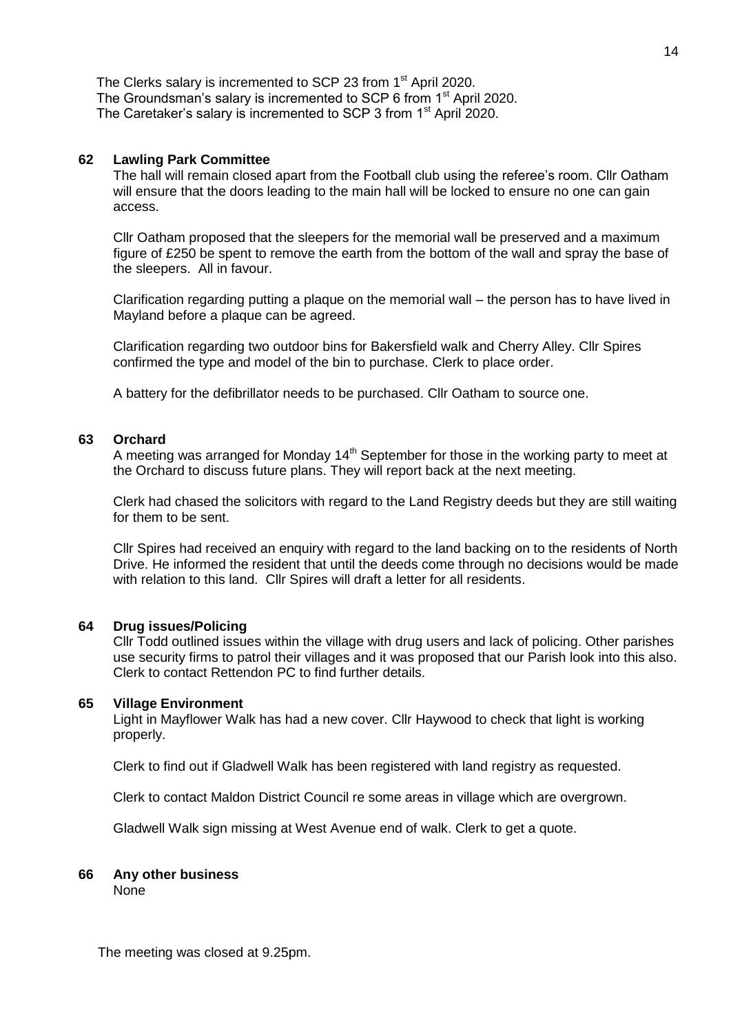The Clerks salary is incremented to SCP 23 from 1st April 2020.
The Groundsman's salary is incremented to SCP 6 from 1st April 2020.
The Caretaker's salary is incremented to SCP 3 from 1st April 2020.

## 62 Lawling Park Committee

The hall will remain closed apart from the Football club using the referee's room. Cllr Oatham will ensure that the doors leading to the main hall will be locked to ensure no one can gain access.

Cllr Oatham proposed that the sleepers for the memorial wall be preserved and a maximum figure of £250 be spent to remove the earth from the bottom of the wall and spray the base of the sleepers. All in favour.

Clarification regarding putting a plaque on the memorial wall – the person has to have lived in Mayland before a plaque can be agreed.

Clarification regarding two outdoor bins for Bakersfield walk and Cherry Alley. Cllr Spires confirmed the type and model of the bin to purchase. Clerk to place order.

A battery for the defibrillator needs to be purchased. Cllr Oatham to source one.

## 63 Orchard

A meeting was arranged for Monday 14th September for those in the working party to meet at the Orchard to discuss future plans. They will report back at the next meeting.

Clerk had chased the solicitors with regard to the Land Registry deeds but they are still waiting for them to be sent.

Cllr Spires had received an enquiry with regard to the land backing on to the residents of North Drive. He informed the resident that until the deeds come through no decisions would be made with relation to this land. Cllr Spires will draft a letter for all residents.

## 64 Drug issues/Policing

Cllr Todd outlined issues within the village with drug users and lack of policing. Other parishes use security firms to patrol their villages and it was proposed that our Parish look into this also. Clerk to contact Rettendon PC to find further details.

## 65 Village Environment

Light in Mayflower Walk has had a new cover. Cllr Haywood to check that light is working properly.

Clerk to find out if Gladwell Walk has been registered with land registry as requested.

Clerk to contact Maldon District Council re some areas in village which are overgrown.

Gladwell Walk sign missing at West Avenue end of walk. Clerk to get a quote.

## 66 Any other business

None

The meeting was closed at 9.25pm.